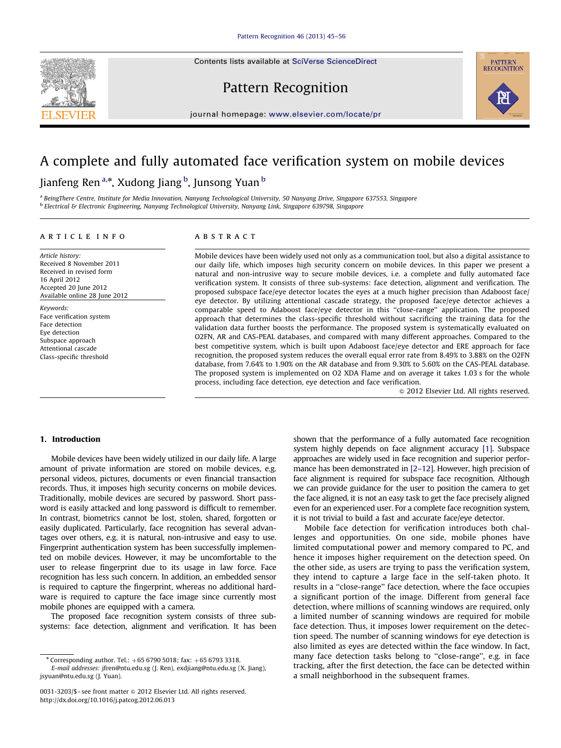# A complete and fully automated face verification system on mobile devices

Jianfeng Ren [a,*], Xudong Jiang [b], Junsong Yuan [b]

[a] BeingThere Centre, Institute for Media Innovation, Nanyang Technological University, 50 Nanyang Drive, Singapore 637553, Singapore
[b] Electrical & Electronic Engineering, Nanyang Technological University, Nanyang Link, Singapore 639798, Singapore

## ARTICLE INFO

*Article history:*
Received 8 November 2011
Received in revised form
16 April 2012
Accepted 20 June 2012
Available online 28 June 2012

*Keywords:*
Face verification system
Face detection
Eye detection
Subspace approach
Attentional cascade
Class-specific threshold

## ABSTRACT

Mobile devices have been widely used not only as a communication tool, but also a digital assistance to our daily life, which imposes high security concern on mobile devices. In this paper we present a natural and non-intrusive way to secure mobile devices, i.e. a complete and fully automated face verification system. It consists of three sub-systems: face detection, alignment and verification. The proposed subspace face/eye detector locates the eyes at a much higher precision than Adaboost face/eye detector. By utilizing attentional cascade strategy, the proposed face/eye detector achieves a comparable speed to Adaboost face/eye detector in this ''close-range'' application. The proposed approach that determines the class-specific threshold without sacrificing the training data for the validation data further boosts the performance. The proposed system is systematically evaluated on O2FN, AR and CAS-PEAL databases, and compared with many different approaches. Compared to the best competitive system, which is built upon Adaboost face/eye detector and ERE approach for face recognition, the proposed system reduces the overall equal error rate from 8.49% to 3.88% on the O2FN database, from 7.64% to 1.90% on the AR database and from 9.30% to 5.60% on the CAS-PEAL database. The proposed system is implemented on O2 XDA Flame and on average it takes 1.03 s for the whole process, including face detection, eye detection and face verification.

© 2012 Elsevier Ltd. All rights reserved.

## 1. Introduction

Mobile devices have been widely utilized in our daily life. A large amount of private information are stored on mobile devices, e.g. personal videos, pictures, documents or even financial transaction records. Thus, it imposes high security concerns on mobile devices. Traditionally, mobile devices are secured by password. Short password is easily attacked and long password is difficult to remember. In contrast, biometrics cannot be lost, stolen, shared, forgotten or easily duplicated. Particularly, face recognition has several advantages over others, e.g. it is natural, non-intrusive and easy to use. Fingerprint authentication system has been successfully implemented on mobile devices. However, it may be uncomfortable to the user to release fingerprint due to its usage in law force. Face recognition has less such concern. In addition, an embedded sensor is required to capture the fingerprint, whereas no additional hardware is required to capture the face image since currently most mobile phones are equipped with a camera.

The proposed face recognition system consists of three subsystems: face detection, alignment and verification. It has been shown that the performance of a fully automated face recognition system highly depends on face alignment accuracy [1]. Subspace approaches are widely used in face recognition and superior performance has been demonstrated in [2–12]. However, high precision of face alignment is required for subspace face recognition. Although we can provide guidance for the user to position the camera to get the face aligned, it is not an easy task to get the face precisely aligned even for an experienced user. For a complete face recognition system, it is not trivial to build a fast and accurate face/eye detector.

Mobile face detection for verification introduces both challenges and opportunities. On one side, mobile phones have limited computational power and memory compared to PC, and hence it imposes higher requirement on the detection speed. On the other side, as users are trying to pass the verification system, they intend to capture a large face in the self-taken photo. It results in a ''close-range'' face detection, where the face occupies a significant portion of the image. Different from general face detection, where millions of scanning windows are required, only a limited number of scanning windows are required for mobile face detection. Thus, it imposes lower requirement on the detection speed. The number of scanning windows for eye detection is also limited as eyes are detected within the face window. In fact, many face detection tasks belong to ''close-range'', e.g. in face tracking, after the first detection, the face can be detected within a small neighborhood in the subsequent frames.

* Corresponding author. Tel.: +65 6790 5018; fax: +65 6793 3318.
E-mail addresses: jfren@ntu.edu.sg (J. Ren), exdjiang@ntu.edu.sg (X. Jiang), jsyuan@ntu.edu.sg (J. Yuan).

0031-3203/$ - see front matter © 2012 Elsevier Ltd. All rights reserved.
http://dx.doi.org/10.1016/j.patcog.2012.06.013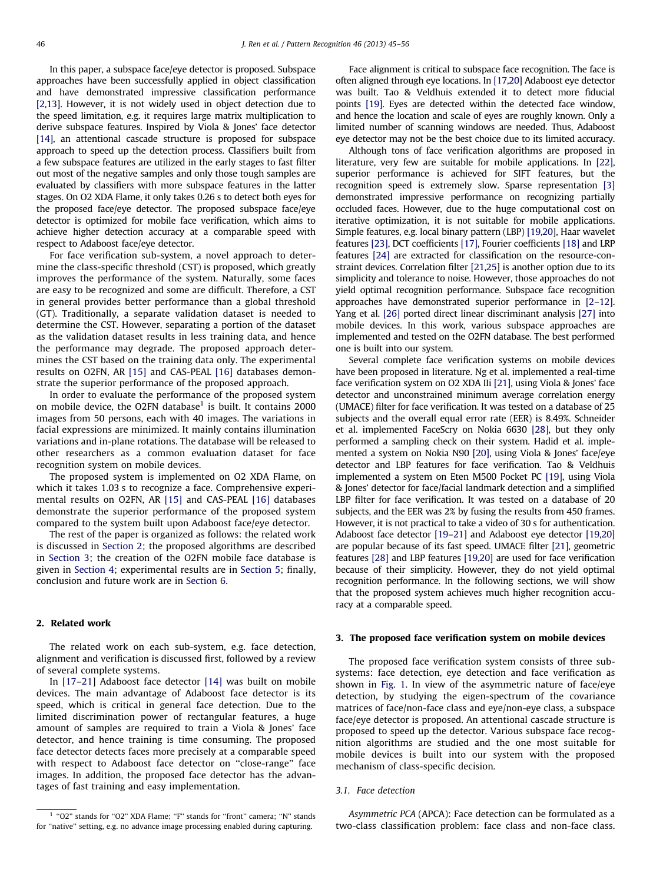In this paper, a subspace face/eye detector is proposed. Subspace approaches have been successfully applied in object classification and have demonstrated impressive classification performance [2,13]. However, it is not widely used in object detection due to the speed limitation, e.g. it requires large matrix multiplication to derive subspace features. Inspired by Viola & Jones' face detector [14], an attentional cascade structure is proposed for subspace approach to speed up the detection process. Classifiers built from a few subspace features are utilized in the early stages to fast filter out most of the negative samples and only those tough samples are evaluated by classifiers with more subspace features in the latter stages. On O2 XDA Flame, it only takes 0.26 s to detect both eyes for the proposed face/eye detector. The proposed subspace face/eye detector is optimized for mobile face verification, which aims to achieve higher detection accuracy at a comparable speed with respect to Adaboost face/eye detector.

For face verification sub-system, a novel approach to determine the class-specific threshold (CST) is proposed, which greatly improves the performance of the system. Naturally, some faces are easy to be recognized and some are difficult. Therefore, a CST in general provides better performance than a global threshold (GT). Traditionally, a separate validation dataset is needed to determine the CST. However, separating a portion of the dataset as the validation dataset results in less training data, and hence the performance may degrade. The proposed approach determines the CST based on the training data only. The experimental results on O2FN, AR [15] and CAS-PEAL [16] databases demonstrate the superior performance of the proposed approach.

In order to evaluate the performance of the proposed system on mobile device, the O2FN database[1] is built. It contains 2000 images from 50 persons, each with 40 images. The variations in facial expressions are minimized. It mainly contains illumination variations and in-plane rotations. The database will be released to other researchers as a common evaluation dataset for face recognition system on mobile devices.

The proposed system is implemented on O2 XDA Flame, on which it takes 1.03 s to recognize a face. Comprehensive experimental results on O2FN, AR [15] and CAS-PEAL [16] databases demonstrate the superior performance of the proposed system compared to the system built upon Adaboost face/eye detector.

The rest of the paper is organized as follows: the related work is discussed in Section 2; the proposed algorithms are described in Section 3; the creation of the O2FN mobile face database is given in Section 4; experimental results are in Section 5; finally, conclusion and future work are in Section 6.

## 2. Related work

The related work on each sub-system, e.g. face detection, alignment and verification is discussed first, followed by a review of several complete systems.

In [17–21] Adaboost face detector [14] was built on mobile devices. The main advantage of Adaboost face detector is its speed, which is critical in general face detection. Due to the limited discrimination power of rectangular features, a huge amount of samples are required to train a Viola & Jones' face detector, and hence training is time consuming. The proposed face detector detects faces more precisely at a comparable speed with respect to Adaboost face detector on "close-range" face images. In addition, the proposed face detector has the advantages of fast training and easy implementation.

Face alignment is critical to subspace face recognition. The face is often aligned through eye locations. In [17,20] Adaboost eye detector was built. Tao & Veldhuis extended it to detect more fiducial points [19]. Eyes are detected within the detected face window, and hence the location and scale of eyes are roughly known. Only a limited number of scanning windows are needed. Thus, Adaboost eye detector may not be the best choice due to its limited accuracy.

Although tons of face verification algorithms are proposed in literature, very few are suitable for mobile applications. In [22], superior performance is achieved for SIFT features, but the recognition speed is extremely slow. Sparse representation [3] demonstrated impressive performance on recognizing partially occluded faces. However, due to the huge computational cost on iterative optimization, it is not suitable for mobile applications. Simple features, e.g. local binary pattern (LBP) [19,20], Haar wavelet features [23], DCT coefficients [17], Fourier coefficients [18] and LRP features [24] are extracted for classification on the resource-constraint devices. Correlation filter [21,25] is another option due to its simplicity and tolerance to noise. However, those approaches do not yield optimal recognition performance. Subspace face recognition approaches have demonstrated superior performance in [2–12]. Yang et al. [26] ported direct linear discriminant analysis [27] into mobile devices. In this work, various subspace approaches are implemented and tested on the O2FN database. The best performed one is built into our system.

Several complete face verification systems on mobile devices have been proposed in literature. Ng et al. implemented a real-time face verification system on O2 XDA IIi [21], using Viola & Jones' face detector and unconstrained minimum average correlation energy (UMACE) filter for face verification. It was tested on a database of 25 subjects and the overall equal error rate (EER) is 8.49%. Schneider et al. implemented FaceScry on Nokia 6630 [28], but they only performed a sampling check on their system. Hadid et al. implemented a system on Nokia N90 [20], using Viola & Jones' face/eye detector and LBP features for face verification. Tao & Veldhuis implemented a system on Eten M500 Pocket PC [19], using Viola & Jones' detector for face/facial landmark detection and a simplified LBP filter for face verification. It was tested on a database of 20 subjects, and the EER was 2% by fusing the results from 450 frames. However, it is not practical to take a video of 30 s for authentication. Adaboost face detector [19–21] and Adaboost eye detector [19,20] are popular because of its fast speed. UMACE filter [21], geometric features [28] and LBP features [19,20] are used for face verification because of their simplicity. However, they do not yield optimal recognition performance. In the following sections, we will show that the proposed system achieves much higher recognition accuracy at a comparable speed.

## 3. The proposed face verification system on mobile devices

The proposed face verification system consists of three sub-systems: face detection, eye detection and face verification as shown in Fig. 1. In view of the asymmetric nature of face/eye detection, by studying the eigen-spectrum of the covariance matrices of face/non-face class and eye/non-eye class, a subspace face/eye detector is proposed. An attentional cascade structure is proposed to speed up the detector. Various subspace face recognition algorithms are studied and the one most suitable for mobile devices is built into our system with the proposed mechanism of class-specific decision.

### 3.1. Face detection

*Asymmetric PCA* (APCA): Face detection can be formulated as a two-class classification problem: face class and non-face class.

---

[1] "O2" stands for "O2" XDA Flame; "F" stands for "front" camera; "N" stands for "native" setting, e.g. no advance image processing enabled during capturing.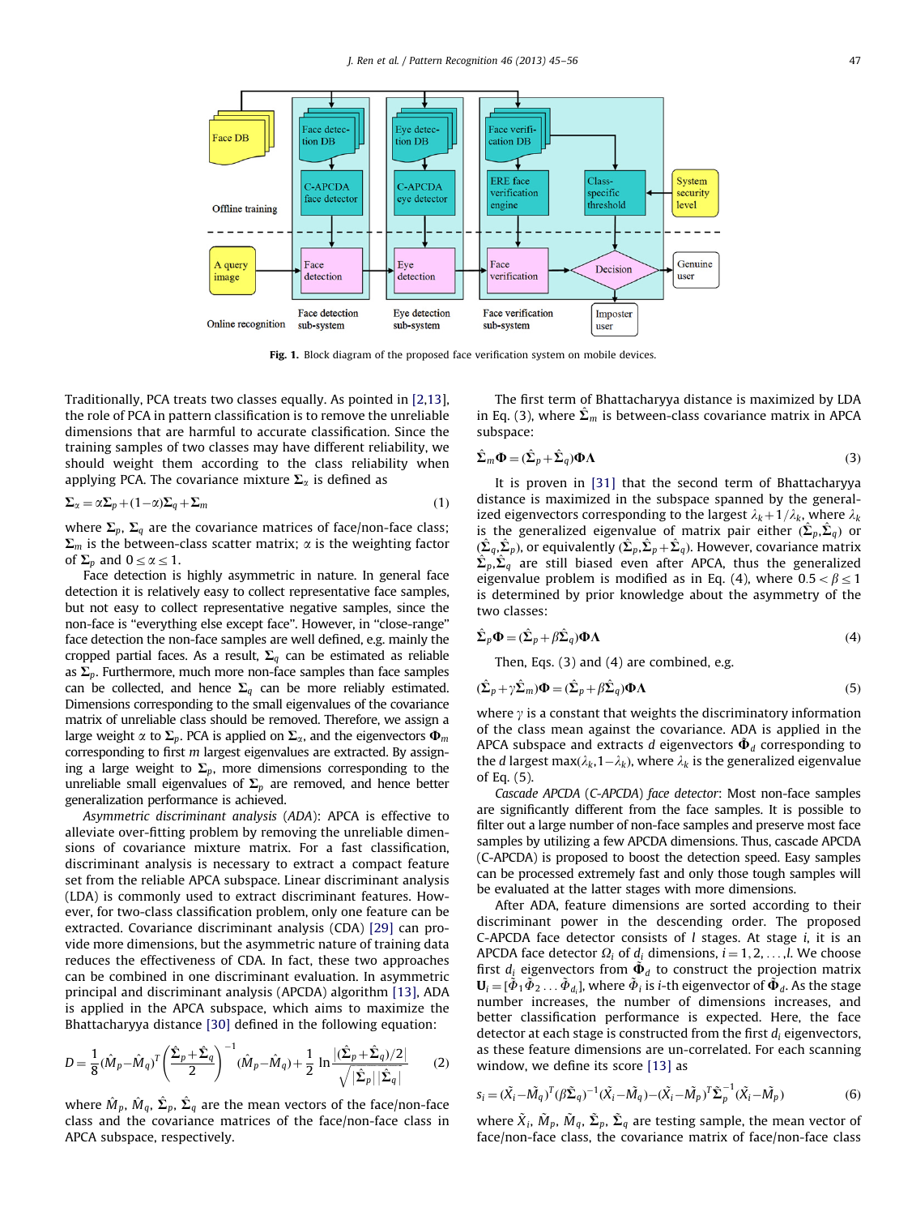Fig. 1. Block diagram of the proposed face verification system on mobile devices.

Traditionally, PCA treats two classes equally. As pointed in [2,13], the role of PCA in pattern classification is to remove the unreliable dimensions that are harmful to accurate classification. Since the training samples of two classes may have different reliability, we should weight them according to the class reliability when applying PCA. The covariance mixture $\Sigma_\alpha$ is defined as

$$\Sigma_\alpha = \alpha\Sigma_p + (1-\alpha)\Sigma_q + \Sigma_m \tag{1}$$

where $\Sigma_p$, $\Sigma_q$ are the covariance matrices of face/non-face class; $\Sigma_m$ is the between-class scatter matrix; $\alpha$ is the weighting factor of $\Sigma_p$ and $0 \le \alpha \le 1$.

Face detection is highly asymmetric in nature. In general face detection it is relatively easy to collect representative face samples, but not easy to collect representative negative samples, since the non-face is "everything else except face". However, in "close-range" face detection the non-face samples are well defined, e.g. mainly the cropped partial faces. As a result, $\Sigma_q$ can be estimated as reliable as $\Sigma_p$. Furthermore, much more non-face samples than face samples can be collected, and hence $\Sigma_q$ can be more reliably estimated. Dimensions corresponding to the small eigenvalues of the covariance matrix of unreliable class should be removed. Therefore, we assign a large weight $\alpha$ to $\Sigma_p$. PCA is applied on $\Sigma_\alpha$, and the eigenvectors $\mathbf{\Phi}_m$ corresponding to first $m$ largest eigenvalues are extracted. By assigning a large weight to $\Sigma_p$, more dimensions corresponding to the unreliable small eigenvalues of $\Sigma_p$ are removed, and hence better generalization performance is achieved.

*Asymmetric discriminant analysis* (*ADA*): APCA is effective to alleviate over-fitting problem by removing the unreliable dimensions of covariance mixture matrix. For a fast classification, discriminant analysis is necessary to extract a compact feature set from the reliable APCA subspace. Linear discriminant analysis (LDA) is commonly used to extract discriminant features. However, for two-class classification problem, only one feature can be extracted. Covariance discriminant analysis (CDA) [29] can provide more dimensions, but the asymmetric nature of training data reduces the effectiveness of CDA. In fact, these two approaches can be combined in one discriminant evaluation. In asymmetric principal and discriminant analysis (APCDA) algorithm [13], ADA is applied in the APCA subspace, which aims to maximize the Bhattacharyya distance [30] defined in the following equation:

$$D = \frac{1}{8}(\hat{M}_p - \hat{M}_q)^T \left(\frac{\hat{\Sigma}_p + \hat{\Sigma}_q}{2}\right)^{-1}(\hat{M}_p - \hat{M}_q) + \frac{1}{2}\ln\frac{|(\hat{\Sigma}_p + \hat{\Sigma}_q)/2|}{\sqrt{|\hat{\Sigma}_p||\hat{\Sigma}_q|}} \tag{2}$$

where $\hat{M}_p$, $\hat{M}_q$, $\hat{\Sigma}_p$, $\hat{\Sigma}_q$ are the mean vectors of the face/non-face class and the covariance matrices of the face/non-face class in APCA subspace, respectively.

The first term of Bhattacharyya distance is maximized by LDA in Eq. (3), where $\hat{\Sigma}_m$ is between-class covariance matrix in APCA subspace:

$$\hat{\Sigma}_m \mathbf{\Phi} = (\hat{\Sigma}_p + \hat{\Sigma}_q)\mathbf{\Phi}\mathbf{\Lambda} \tag{3}$$

It is proven in [31] that the second term of Bhattacharyya distance is maximized in the subspace spanned by the generalized eigenvectors corresponding to the largest $\lambda_k + 1/\lambda_k$, where $\lambda_k$ is the generalized eigenvalue of matrix pair either $(\hat{\Sigma}_p, \hat{\Sigma}_q)$ or $(\hat{\Sigma}_q, \hat{\Sigma}_p)$, or equivalently $(\hat{\Sigma}_p, \hat{\Sigma}_p + \hat{\Sigma}_q)$. However, covariance matrix $\hat{\Sigma}_p, \hat{\Sigma}_q$ are still biased even after APCA, thus the generalized eigenvalue problem is modified as in Eq. (4), where $0.5 < \beta \le 1$ is determined by prior knowledge about the asymmetry of the two classes:

$$\hat{\Sigma}_p \mathbf{\Phi} = (\hat{\Sigma}_p + \beta\hat{\Sigma}_q)\mathbf{\Phi}\mathbf{\Lambda} \tag{4}$$

Then, Eqs. (3) and (4) are combined, e.g.

$$(\hat{\Sigma}_p + \gamma\hat{\Sigma}_m)\mathbf{\Phi} = (\hat{\Sigma}_p + \beta\hat{\Sigma}_q)\mathbf{\Phi}\mathbf{\Lambda} \tag{5}$$

where $\gamma$ is a constant that weights the discriminatory information of the class mean against the covariance. ADA is applied in the APCA subspace and extracts $d$ eigenvectors $\hat{\mathbf{\Phi}}_d$ corresponding to the $d$ largest $\max(\lambda_k, 1-\lambda_k)$, where $\lambda_k$ is the generalized eigenvalue of Eq. (5).

*Cascade APCDA* (*C-APCDA*) *face detector*: Most non-face samples are significantly different from the face samples. It is possible to filter out a large number of non-face samples and preserve most face samples by utilizing a few APCDA dimensions. Thus, cascade APCDA (C-APCDA) is proposed to boost the detection speed. Easy samples can be processed extremely fast and only those tough samples will be evaluated at the latter stages with more dimensions.

After ADA, feature dimensions are sorted according to their discriminant power in the descending order. The proposed C-APCDA face detector consists of $l$ stages. At stage $i$, it is an APCDA face detector $\Omega_i$ of $d_i$ dimensions, $i = 1, 2, \ldots, l$. We choose first $d_i$ eigenvectors from $\hat{\mathbf{\Phi}}_d$ to construct the projection matrix $\mathbf{U}_i = [\tilde{\Phi}_1 \tilde{\Phi}_2 \ldots \tilde{\Phi}_{d_i}]$, where $\tilde{\Phi}_i$ is $i$-th eigenvector of $\hat{\mathbf{\Phi}}_d$. As the stage number increases, the number of dimensions increases, and better classification performance is expected. Here, the face detector at each stage is constructed from the first $d_i$ eigenvectors, as these feature dimensions are un-correlated. For each scanning window, we define its score [13] as

$$s_i = (\tilde{X}_i - \tilde{M}_q)^T(\beta\tilde{\Sigma}_q)^{-1}(\tilde{X}_i - \tilde{M}_q) - (\tilde{X}_i - \tilde{M}_p)^T\tilde{\Sigma}_p^{-1}(\tilde{X}_i - \tilde{M}_p) \tag{6}$$

where $\tilde{X}_i$, $\tilde{M}_p$, $\tilde{M}_q$, $\tilde{\Sigma}_p$, $\tilde{\Sigma}_q$ are testing sample, the mean vector of face/non-face class, the covariance matrix of face/non-face class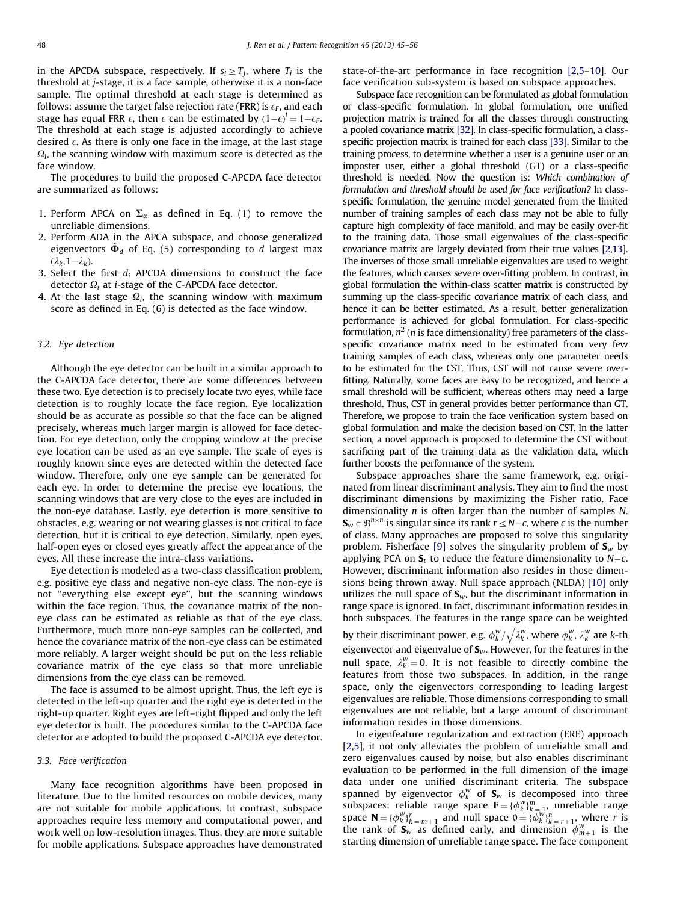in the APCDA subspace, respectively. If $s_i \geq T_j$, where $T_j$ is the threshold at $j$-stage, it is a face sample, otherwise it is a non-face sample. The optimal threshold at each stage is determined as follows: assume the target false rejection rate (FRR) is $\epsilon_F$, and each stage has equal FRR $\epsilon$, then $\epsilon$ can be estimated by $(1-\epsilon)^l = 1-\epsilon_F$. The threshold at each stage is adjusted accordingly to achieve desired $\epsilon$. As there is only one face in the image, at the last stage $\Omega_l$, the scanning window with maximum score is detected as the face window.

The procedures to build the proposed C-APCDA face detector are summarized as follows:

1. Perform APCA on $\mathbf{\Sigma}_\alpha$ as defined in Eq. (1) to remove the unreliable dimensions.
2. Perform ADA in the APCA subspace, and choose generalized eigenvectors $\tilde{\mathbf{\Phi}}_d$ of Eq. (5) corresponding to $d$ largest max $(\lambda_k, 1-\lambda_k)$.
3. Select the first $d_i$ APCDA dimensions to construct the face detector $\Omega_i$ at $i$-stage of the C-APCDA face detector.
4. At the last stage $\Omega_l$, the scanning window with maximum score as defined in Eq. (6) is detected as the face window.

### 3.2. Eye detection

Although the eye detector can be built in a similar approach to the C-APCDA face detector, there are some differences between these two. Eye detection is to precisely locate two eyes, while face detection is to roughly locate the face region. Eye localization should be as accurate as possible so that the face can be aligned precisely, whereas much larger margin is allowed for face detection. For eye detection, only the cropping window at the precise eye location can be used as an eye sample. The scale of eyes is roughly known since eyes are detected within the detected face window. Therefore, only one eye sample can be generated for each eye. In order to determine the precise eye locations, the scanning windows that are very close to the eyes are included in the non-eye database. Lastly, eye detection is more sensitive to obstacles, e.g. wearing or not wearing glasses is not critical to face detection, but it is critical to eye detection. Similarly, open eyes, half-open eyes or closed eyes greatly affect the appearance of the eyes. All these increase the intra-class variations.

Eye detection is modeled as a two-class classification problem, e.g. positive eye class and negative non-eye class. The non-eye is not "everything else except eye", but the scanning windows within the face region. Thus, the covariance matrix of the non-eye class can be estimated as reliable as that of the eye class. Furthermore, much more non-eye samples can be collected, and hence the covariance matrix of the non-eye class can be estimated more reliably. A larger weight should be put on the less reliable covariance matrix of the eye class so that more unreliable dimensions from the eye class can be removed.

The face is assumed to be almost upright. Thus, the left eye is detected in the left-up quarter and the right eye is detected in the right-up quarter. Right eyes are left–right flipped and only the left eye detector is built. The procedures similar to the C-APCDA face detector are adopted to build the proposed C-APCDA eye detector.

### 3.3. Face verification

Many face recognition algorithms have been proposed in literature. Due to the limited resources on mobile devices, many of them are not suitable for mobile applications. In contrast, subspace approaches require less memory and computational power, and work well on low-resolution images. Thus, they are more suitable for mobile applications. Subspace approaches have demonstrated state-of-the-art performance in face recognition [2,5–10]. Our face verification sub-system is based on subspace approaches.

Subspace face recognition can be formulated as global formulation or class-specific formulation. In global formulation, one unified projection matrix is trained for all the classes through constructing a pooled covariance matrix [32]. In class-specific formulation, a class-specific projection matrix is trained for each class [33]. Similar to the training process, to determine whether a user is a genuine user or an imposter user, either a global threshold (GT) or a class-specific threshold is needed. Now the question is: *Which combination of formulation and threshold should be used for face verification?* In class-specific formulation, the genuine model generated from the limited number of training samples of each class may not be able to fully capture high complexity of face manifold, and may be easily over-fit to the training data. Those small eigenvalues of the class-specific covariance matrix are largely deviated from their true values [2,13]. The inverses of those small unreliable eigenvalues are used to weight the features, which causes severe over-fitting problem. In contrast, in global formulation the within-class scatter matrix is constructed by summing up the class-specific covariance matrix of each class, and hence it can be better estimated. As a result, better generalization performance is achieved for global formulation. For class-specific formulation, $n^2$ ($n$ is face dimensionality) free parameters of the class-specific covariance matrix need to be estimated from very few training samples of each class, whereas only one parameter needs to be estimated for the CST. Thus, CST will not cause severe over-fitting. Naturally, some faces are easy to be recognized, and hence a small threshold will be sufficient, whereas others may need a large threshold. Thus, CST in general provides better performance than GT. Therefore, we propose to train the face verification system based on global formulation and make the decision based on CST. In the latter section, a novel approach is proposed to determine the CST without sacrificing part of the training data as the validation data, which further boosts the performance of the system.

Subspace approaches share the same framework, e.g. originated from linear discriminant analysis. They aim to find the most discriminant dimensions by maximizing the Fisher ratio. Face dimensionality $n$ is often larger than the number of samples $N$. $\mathbf{S}_w \in \Re^{n\times n}$ is singular since its rank $r \leq N-c$, where $c$ is the number of class. Many approaches are proposed to solve this singularity problem. Fisherface [9] solves the singularity problem of $\mathbf{S}_w$ by applying PCA on $\mathbf{S}_t$ to reduce the feature dimensionality to $N-c$. However, discriminant information also resides in those dimensions being thrown away. Null space approach (NLDA) [10] only utilizes the null space of $\mathbf{S}_w$, but the discriminant information in range space is ignored. In fact, discriminant information resides in both subspaces. The features in the range space can be weighted by their discriminant power, e.g. $\phi_k^w / \sqrt{\lambda_k^w}$, where $\phi_k^w$, $\lambda_k^w$ are $k$-th eigenvector and eigenvalue of $\mathbf{S}_w$. However, for the features in the null space, $\lambda_k^w = 0$. It is not feasible to directly combine the features from those two subspaces. In addition, in the range space, only the eigenvectors corresponding to leading largest eigenvalues are reliable. Those dimensions corresponding to small eigenvalues are not reliable, but a large amount of discriminant information resides in those dimensions.

In eigenfeature regularization and extraction (ERE) approach [2,5], it not only alleviates the problem of unreliable small and zero eigenvalues caused by noise, but also enables discriminant evaluation to be performed in the full dimension of the image data under one unified discriminant criteria. The subspace spanned by eigenvector $\phi_k^w$ of $\mathbf{S}_w$ is decomposed into three subspaces: reliable range space $\mathbf{F} = \{\phi_k^w\}_{k=1}^m$, unreliable range space $\mathbf{N} = \{\phi_k^w\}_{k=m+1}^r$ and null space $\emptyset = \{\phi_k^w\}_{k=r+1}^n$, where $r$ is the rank of $\mathbf{S}_w$ as defined early, and dimension $\phi_{m+1}^w$ is the starting dimension of unreliable range space. The face component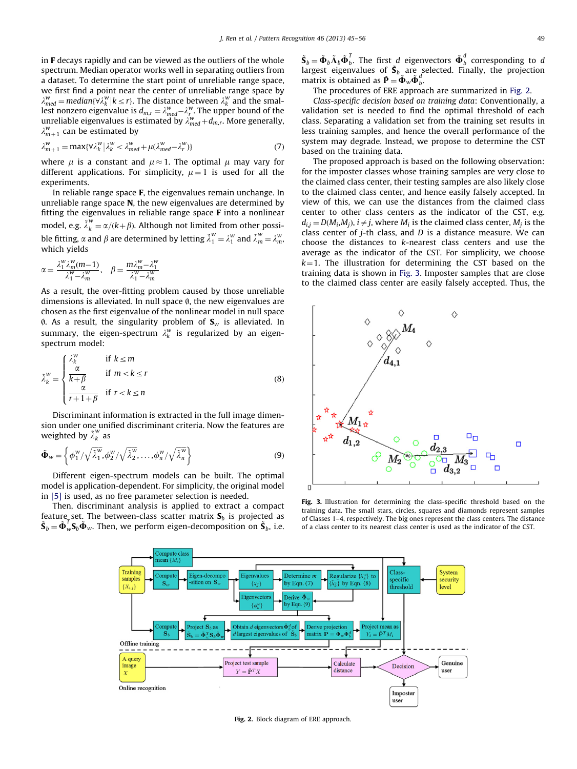in **F** decays rapidly and can be viewed as the outliers of the whole spectrum. Median operator works well in separating outliers from a dataset. To determine the start point of unreliable range space, we first find a point near the center of unreliable range space by $\lambda^w_{med} = median\{\forall \lambda^w_k | k \le r\}$. The distance between $\lambda^w_k$ and the smallest nonzero eigenvalue is $d_{m,r} = \lambda^w_{med} - \lambda^w_r$. The upper bound of the unreliable eigenvalues is estimated by $\lambda^w_{med} + d_{m,r}$. More generally, $\lambda^w_{m+1}$ can be estimated by

$$\lambda^w_{m+1} = \max\{\forall \lambda^w_k | \lambda^w_k < \lambda^w_{med} + \mu(\lambda^w_{med} - \lambda^w_r)\} \tag{7}$$

where $\mu$ is a constant and $\mu \approx 1$. The optimal $\mu$ may vary for different applications. For simplicity, $\mu = 1$ is used for all the experiments.

In reliable range space **F**, the eigenvalues remain unchange. In unreliable range space **N**, the new eigenvalues are determined by fitting the eigenvalues in reliable range space **F** into a nonlinear model, e.g. $\tilde{\lambda}^w_k = \alpha/(k+\beta)$. Although not limited from other possible fitting, $\alpha$ and $\beta$ are determined by letting $\tilde{\lambda}^w_1 = \lambda^w_1$ and $\tilde{\lambda}^w_m = \lambda^w_m$, which yields

$$\alpha = \frac{\lambda^w_1 \lambda^w_m (m-1)}{\lambda^w_1 - \lambda^w_m}, \quad \beta = \frac{m\lambda^w_m - \lambda^w_1}{\lambda^w_1 - \lambda^w_m}$$

As a result, the over-fitting problem caused by those unreliable dimensions is alleviated. In null space $\emptyset$, the new eigenvalues are chosen as the first eigenvalue of the nonlinear model in null space $\emptyset$. As a result, the singularity problem of $\mathbf{S}_w$ is alleviated. In summary, the eigen-spectrum $\lambda^w_k$ is regularized by an eigen-spectrum model:

$$\tilde{\lambda}^w_k = \begin{cases} \lambda^w_k & \text{if } k \le m \\ \dfrac{\alpha}{k+\beta} & \text{if } m < k \le r \\ \dfrac{\alpha}{r+1+\beta} & \text{if } r < k \le n \end{cases} \tag{8}$$

Discriminant information is extracted in the full image dimension under one unified discriminant criteria. Now the features are weighted by $\tilde{\lambda}^w_k$ as

$$\tilde{\mathbf{\Phi}}_w = \left\{ \phi^w_1 / \sqrt{\tilde{\lambda}^w_1}, \phi^w_2 / \sqrt{\tilde{\lambda}^w_2}, \ldots, \phi^w_n / \sqrt{\tilde{\lambda}^w_n} \right\} \tag{9}$$

Different eigen-spectrum models can be built. The optimal model is application-dependent. For simplicity, the original model in [5] is used, as no free parameter selection is needed.

Then, discriminant analysis is applied to extract a compact feature set. The between-class scatter matrix $\mathbf{S}_b$ is projected as $\tilde{\mathbf{S}}_b = \tilde{\mathbf{\Phi}}^T_w \mathbf{S}_b \tilde{\mathbf{\Phi}}_w$. Then, we perform eigen-decomposition on $\tilde{\mathbf{S}}_b$, i.e. $\tilde{\mathbf{S}}_b = \tilde{\mathbf{\Phi}}_b \tilde{\mathbf{\Lambda}}_b \tilde{\mathbf{\Phi}}^T_b$. The first $d$ eigenvectors $\tilde{\mathbf{\Phi}}^d_b$ corresponding to $d$ largest eigenvalues of $\tilde{\mathbf{S}}_b$ are selected. Finally, the projection matrix is obtained as $\tilde{\mathbf{P}} = \tilde{\mathbf{\Phi}}_w \tilde{\mathbf{\Phi}}^d_b$.

The procedures of ERE approach are summarized in Fig. 2.

*Class-specific decision based on training data*: Conventionally, a validation set is needed to find the optimal threshold of each class. Separating a validation set from the training set results in less training samples, and hence the overall performance of the system may degrade. Instead, we propose to determine the CST based on the training data.

The proposed approach is based on the following observation: for the imposter classes whose training samples are very close to the claimed class center, their testing samples are also likely close to the claimed class center, and hence easily falsely accepted. In view of this, we can use the distances from the claimed class center to other class centers as the indicator of the CST, e.g. $d_{i,j} = D(M_i, M_j)$, $i \ne j$, where $M_i$ is the claimed class center, $M_j$ is the class center of $j$-th class, and $D$ is a distance measure. We can choose the distances to $k$-nearest class centers and use the average as the indicator of the CST. For simplicity, we choose $k=1$. The illustration for determining the CST based on the training data is shown in Fig. 3. Imposter samples that are close to the claimed class center are easily falsely accepted. Thus, the

**Fig. 3.** Illustration for determining the class-specific threshold based on the training data. The small stars, circles, squares and diamonds represent samples of Classes 1–4, respectively. The big ones represent the class centers. The distance of a class center to its nearest class center is used as the indicator of the CST.

**Fig. 2.** Block diagram of ERE approach.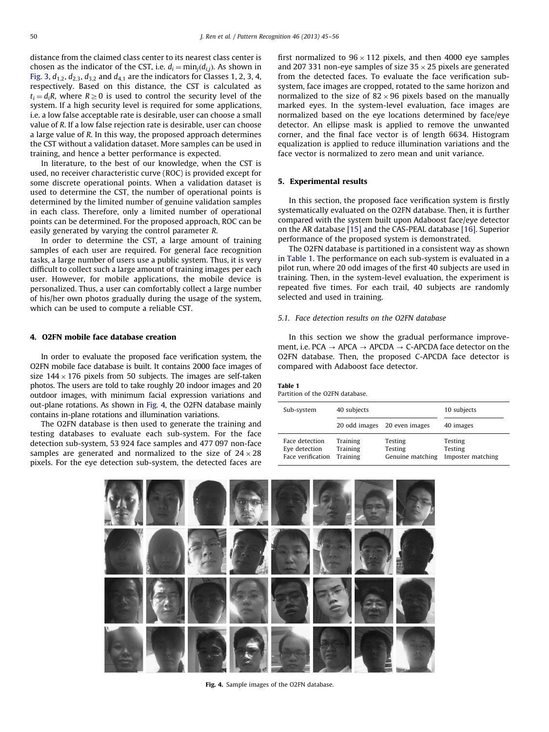distance from the claimed class center to its nearest class center is chosen as the indicator of the CST, i.e. $d_i = \min_j(d_{i,j})$. As shown in Fig. 3, $d_{1,2}$, $d_{2,3}$, $d_{3,2}$ and $d_{4,1}$ are the indicators for Classes 1, 2, 3, 4, respectively. Based on this distance, the CST is calculated as $t_i = d_i R$, where $R \geq 0$ is used to control the security level of the system. If a high security level is required for some applications, i.e. a low false acceptable rate is desirable, user can choose a small value of $R$. If a low false rejection rate is desirable, user can choose a large value of $R$. In this way, the proposed approach determines the CST without a validation dataset. More samples can be used in training, and hence a better performance is expected.

In literature, to the best of our knowledge, when the CST is used, no receiver characteristic curve (ROC) is provided except for some discrete operational points. When a validation dataset is used to determine the CST, the number of operational points is determined by the limited number of genuine validation samples in each class. Therefore, only a limited number of operational points can be determined. For the proposed approach, ROC can be easily generated by varying the control parameter $R$.

In order to determine the CST, a large amount of training samples of each user are required. For general face recognition tasks, a large number of users use a public system. Thus, it is very difficult to collect such a large amount of training images per each user. However, for mobile applications, the mobile device is personalized. Thus, a user can comfortably collect a large number of his/her own photos gradually during the usage of the system, which can be used to compute a reliable CST.

## 4. O2FN mobile face database creation

In order to evaluate the proposed face verification system, the O2FN mobile face database is built. It contains 2000 face images of size $144 \times 176$ pixels from 50 subjects. The images are self-taken photos. The users are told to take roughly 20 indoor images and 20 outdoor images, with minimum facial expression variations and out-plane rotations. As shown in Fig. 4, the O2FN database mainly contains in-plane rotations and illumination variations.

The O2FN database is then used to generate the training and testing databases to evaluate each sub-system. For the face detection sub-system, 53 924 face samples and 477 097 non-face samples are generated and normalized to the size of $24 \times 28$ pixels. For the eye detection sub-system, the detected faces are first normalized to $96 \times 112$ pixels, and then 4000 eye samples and 207 331 non-eye samples of size $35 \times 25$ pixels are generated from the detected faces. To evaluate the face verification sub-system, face images are cropped, rotated to the same horizon and normalized to the size of $82 \times 96$ pixels based on the manually marked eyes. In the system-level evaluation, face images are normalized based on the eye locations determined by face/eye detector. An ellipse mask is applied to remove the unwanted corner, and the final face vector is of length 6634. Histogram equalization is applied to reduce illumination variations and the face vector is normalized to zero mean and unit variance.

## 5. Experimental results

In this section, the proposed face verification system is firstly systematically evaluated on the O2FN database. Then, it is further compared with the system built upon Adaboost face/eye detector on the AR database [15] and the CAS-PEAL database [16]. Superior performance of the proposed system is demonstrated.

The O2FN database is partitioned in a consistent way as shown in Table 1. The performance on each sub-system is evaluated in a pilot run, where 20 odd images of the first 40 subjects are used in training. Then, in the system-level evaluation, the experiment is repeated five times. For each trail, 40 subjects are randomly selected and used in training.

### 5.1. Face detection results on the O2FN database

In this section we show the gradual performance improvement, i.e. PCA → APCA → APCDA → C-APCDA face detector on the O2FN database. Then, the proposed C-APCDA face detector is compared with Adaboost face detector.

**Table 1**
Partition of the O2FN database.

| Sub-system | 40 subjects | | 10 subjects |
|---|---|---|---|
| | 20 odd images | 20 even images | 40 images |
| Face detection | Training | Testing | Testing |
| Eye detection | Training | Testing | Testing |
| Face verification | Training | Genuine matching | Imposter matching |

**Fig. 4.** Sample images of the O2FN database.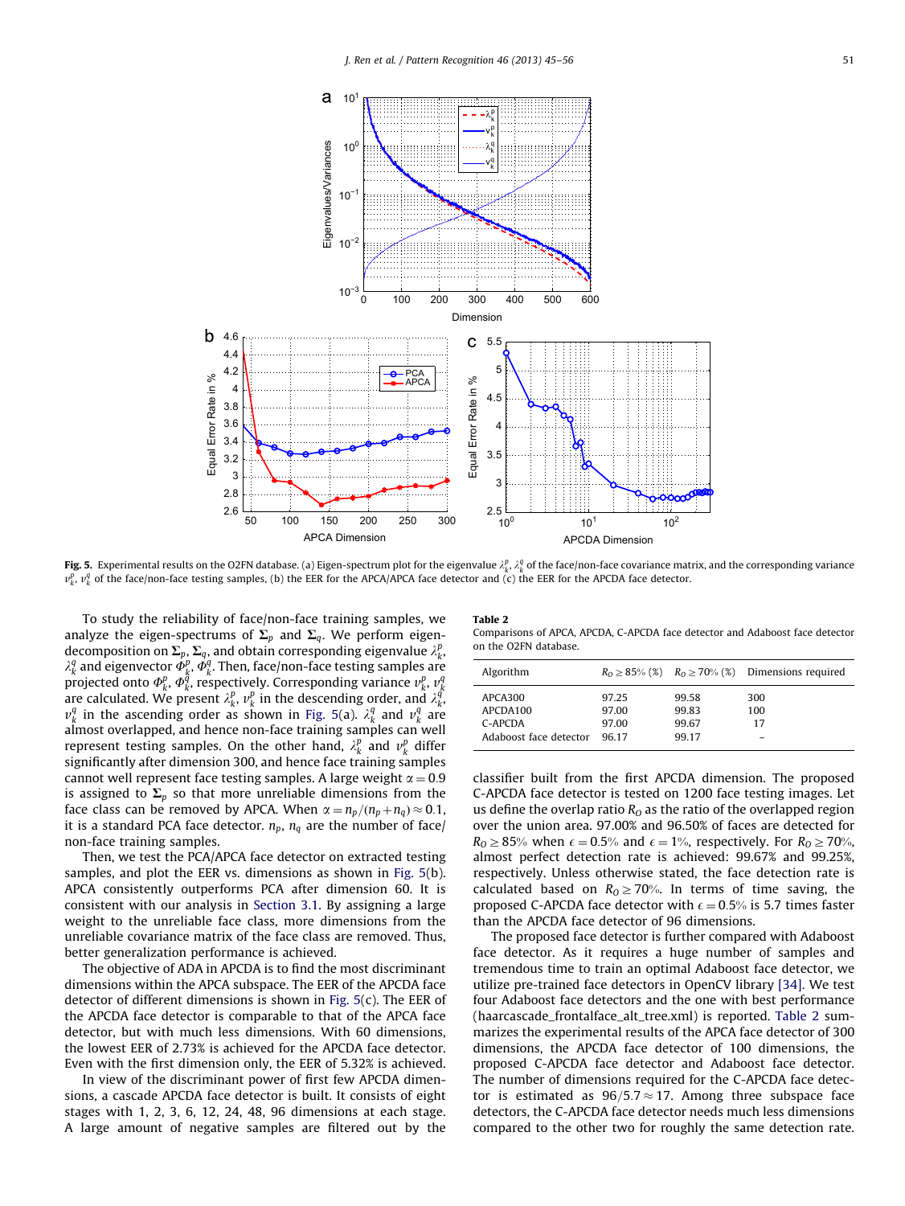**Fig. 5.** Experimental results on the O2FN database. (a) Eigen-spectrum plot for the eigenvalue $\lambda_k^p$, $\lambda_k^q$ of the face/non-face covariance matrix, and the corresponding variance $v_k^p$, $v_k^q$ of the face/non-face testing samples, (b) the EER for the APCA/APCA face detector and (c) the EER for the APCDA face detector.

To study the reliability of face/non-face training samples, we analyze the eigen-spectrums of $\boldsymbol{\Sigma}_p$ and $\boldsymbol{\Sigma}_q$. We perform eigen-decomposition on $\boldsymbol{\Sigma}_p$, $\boldsymbol{\Sigma}_q$, and obtain corresponding eigenvalue $\lambda_k^p$, $\lambda_k^q$ and eigenvector $\Phi_k^p$, $\Phi_k^q$. Then, face/non-face testing samples are projected onto $\Phi_k^p$, $\Phi_k^q$, respectively. Corresponding variance $v_k^p$, $v_k^q$ are calculated. We present $\lambda_k^p$, $v_k^p$ in the descending order, and $\lambda_k^q$, $v_k^q$ in the ascending order as shown in Fig. 5(a). $\lambda_k^q$ and $v_k^q$ are almost overlapped, and hence non-face training samples can well represent testing samples. On the other hand, $\lambda_k^p$ and $v_k^p$ differ significantly after dimension 300, and hence face training samples cannot well represent face testing samples. A large weight $\alpha = 0.9$ is assigned to $\boldsymbol{\Sigma}_p$ so that more unreliable dimensions from the face class can be removed by APCA. When $\alpha = n_p/(n_p+n_q) \approx 0.1$, it is a standard PCA face detector. $n_p$, $n_q$ are the number of face/non-face training samples.

Then, we test the PCA/APCA face detector on extracted testing samples, and plot the EER vs. dimensions as shown in Fig. 5(b). APCA consistently outperforms PCA after dimension 60. It is consistent with our analysis in Section 3.1. By assigning a large weight to the unreliable face class, more dimensions from the unreliable covariance matrix of the face class are removed. Thus, better generalization performance is achieved.

The objective of ADA in APCDA is to find the most discriminant dimensions within the APCA subspace. The EER of the APCDA face detector of different dimensions is shown in Fig. 5(c). The EER of the APCDA face detector is comparable to that of the APCA face detector, but with much less dimensions. With 60 dimensions, the lowest EER of 2.73% is achieved for the APCDA face detector. Even with the first dimension only, the EER of 5.32% is achieved.

In view of the discriminant power of first few APCDA dimensions, a cascade APCDA face detector is built. It consists of eight stages with 1, 2, 3, 6, 12, 24, 48, 96 dimensions at each stage. A large amount of negative samples are filtered out by the classifier built from the first APCDA dimension. The proposed C-APCDA face detector is tested on 1200 face testing images. Let us define the overlap ratio $R_O$ as the ratio of the overlapped region over the union area. 97.00% and 96.50% of faces are detected for $R_O \geq 85\%$ when $\epsilon = 0.5\%$ and $\epsilon = 1\%$, respectively. For $R_O \geq 70\%$, almost perfect detection rate is achieved: 99.67% and 99.25%, respectively. Unless otherwise stated, the face detection rate is calculated based on $R_O \geq 70\%$. In terms of time saving, the proposed C-APCDA face detector with $\epsilon = 0.5\%$ is 5.7 times faster than the APCDA face detector of 96 dimensions.

**Table 2**
Comparisons of APCA, APCDA, C-APCDA face detector and Adaboost face detector on the O2FN database.

| Algorithm | $R_O \geq 85\%$ (%) | $R_O \geq 70\%$ (%) | Dimensions required |
|---|---|---|---|
| APCA300 | 97.25 | 99.58 | 300 |
| APCDA100 | 97.00 | 99.83 | 100 |
| C-APCDA | 97.00 | 99.67 | 17 |
| Adaboost face detector | 96.17 | 99.17 | – |

The proposed face detector is further compared with Adaboost face detector. As it requires a huge number of samples and tremendous time to train an optimal Adaboost face detector, we utilize pre-trained face detectors in OpenCV library [34]. We test four Adaboost face detectors and the one with best performance (haarcascade_frontalface_alt_tree.xml) is reported. Table 2 summarizes the experimental results of the APCA face detector of 300 dimensions, the APCDA face detector of 100 dimensions, the proposed C-APCDA face detector and Adaboost face detector. The number of dimensions required for the C-APCDA face detector is estimated as $96/5.7 \approx 17$. Among three subspace face detectors, the C-APCDA face detector needs much less dimensions compared to the other two for roughly the same detection rate.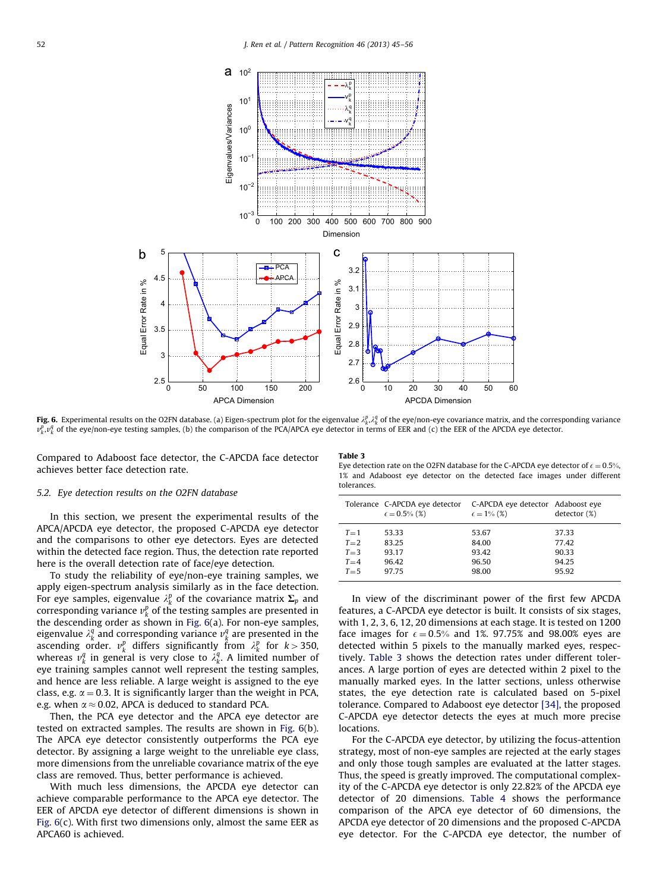**Fig. 6.** Experimental results on the O2FN database. (a) Eigen-spectrum plot for the eigenvalue $\lambda_k^p, \lambda_k^q$ of the eye/non-eye covariance matrix, and the corresponding variance $v_k^p, v_k^q$ of the eye/non-eye testing samples, (b) the comparison of the PCA/APCA eye detector in terms of EER and (c) the EER of the APCDA eye detector.

Compared to Adaboost face detector, the C-APCDA face detector achieves better face detection rate.

### 5.2. Eye detection results on the O2FN database

In this section, we present the experimental results of the APCA/APCDA eye detector, the proposed C-APCDA eye detector and the comparisons to other eye detectors. Eyes are detected within the detected face region. Thus, the detection rate reported here is the overall detection rate of face/eye detection.

To study the reliability of eye/non-eye training samples, we apply eigen-spectrum analysis similarly as in the face detection. For eye samples, eigenvalue $\lambda_k^p$ of the covariance matrix $\mathbf{\Sigma}_p$ and corresponding variance $v_k^p$ of the testing samples are presented in the descending order as shown in Fig. 6(a). For non-eye samples, eigenvalue $\lambda_k^q$ and corresponding variance $v_k^q$ are presented in the ascending order. $v_k^p$ differs significantly from $\lambda_k^p$ for $k > 350$, whereas $v_k^q$ in general is very close to $\lambda_k^q$. A limited number of eye training samples cannot well represent the testing samples, and hence are less reliable. A large weight is assigned to the eye class, e.g. $\alpha = 0.3$. It is significantly larger than the weight in PCA, e.g. when $\alpha \approx 0.02$, APCA is deduced to standard PCA.

Then, the PCA eye detector and the APCA eye detector are tested on extracted samples. The results are shown in Fig. 6(b). The APCA eye detector consistently outperforms the PCA eye detector. By assigning a large weight to the unreliable eye class, more dimensions from the unreliable covariance matrix of the eye class are removed. Thus, better performance is achieved.

With much less dimensions, the APCDA eye detector can achieve comparable performance to the APCA eye detector. The EER of APCDA eye detector of different dimensions is shown in Fig. 6(c). With first two dimensions only, almost the same EER as APCA60 is achieved.

**Table 3**
Eye detection rate on the O2FN database for the C-APCDA eye detector of $\epsilon = 0.5\%$, 1% and Adaboost eye detector on the detected face images under different tolerances.

| Tolerance | C-APCDA eye detector $\epsilon = 0.5\%$ (%) | C-APCDA eye detector $\epsilon = 1\%$ (%) | Adaboost eye detector (%) |
|---|---|---|---|
| $T=1$ | 53.33 | 53.67 | 37.33 |
| $T=2$ | 83.25 | 84.00 | 77.42 |
| $T=3$ | 93.17 | 93.42 | 90.33 |
| $T=4$ | 96.42 | 96.50 | 94.25 |
| $T=5$ | 97.75 | 98.00 | 95.92 |

In view of the discriminant power of the first few APCDA features, a C-APCDA eye detector is built. It consists of six stages, with 1, 2, 3, 6, 12, 20 dimensions at each stage. It is tested on 1200 face images for $\epsilon = 0.5\%$ and 1%. 97.75% and 98.00% eyes are detected within 5 pixels to the manually marked eyes, respectively. Table 3 shows the detection rates under different tolerances. A large portion of eyes are detected within 2 pixel to the manually marked eyes. In the latter sections, unless otherwise states, the eye detection rate is calculated based on 5-pixel tolerance. Compared to Adaboost eye detector [34], the proposed C-APCDA eye detector detects the eyes at much more precise locations.

For the C-APCDA eye detector, by utilizing the focus-attention strategy, most of non-eye samples are rejected at the early stages and only those tough samples are evaluated at the latter stages. Thus, the speed is greatly improved. The computational complexity of the C-APCDA eye detector is only 22.82% of the APCDA eye detector of 20 dimensions. Table 4 shows the performance comparison of the APCA eye detector of 60 dimensions, the APCDA eye detector of 20 dimensions and the proposed C-APCDA eye detector. For the C-APCDA eye detector, the number of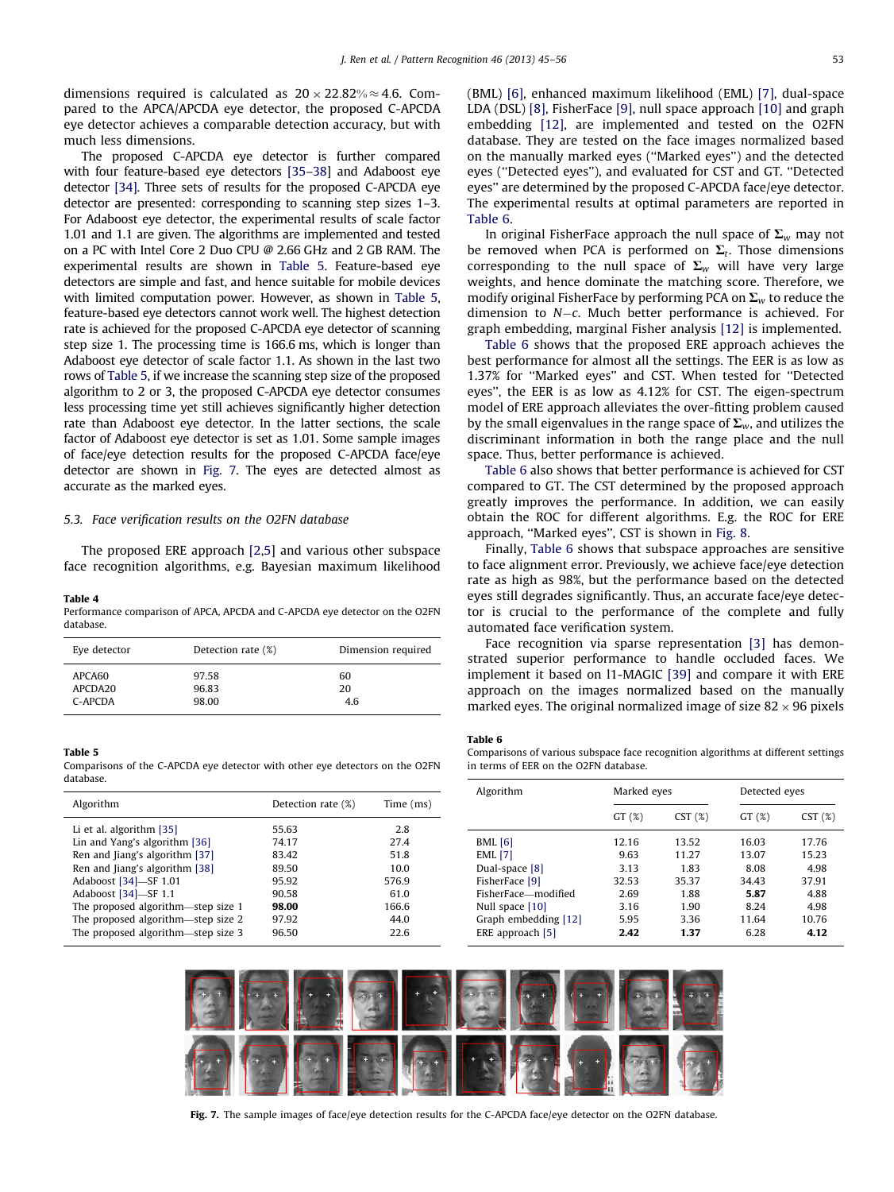dimensions required is calculated as $20 \times 22.82\% \approx 4.6$. Compared to the APCA/APCDA eye detector, the proposed C-APCDA eye detector achieves a comparable detection accuracy, but with much less dimensions.

The proposed C-APCDA eye detector is further compared with four feature-based eye detectors [35–38] and Adaboost eye detector [34]. Three sets of results for the proposed C-APCDA eye detector are presented: corresponding to scanning step sizes 1–3. For Adaboost eye detector, the experimental results of scale factor 1.01 and 1.1 are given. The algorithms are implemented and tested on a PC with Intel Core 2 Duo CPU @ 2.66 GHz and 2 GB RAM. The experimental results are shown in Table 5. Feature-based eye detectors are simple and fast, and hence suitable for mobile devices with limited computation power. However, as shown in Table 5, feature-based eye detectors cannot work well. The highest detection rate is achieved for the proposed C-APCDA eye detector of scanning step size 1. The processing time is 166.6 ms, which is longer than Adaboost eye detector of scale factor 1.1. As shown in the last two rows of Table 5, if we increase the scanning step size of the proposed algorithm to 2 or 3, the proposed C-APCDA eye detector consumes less processing time yet still achieves significantly higher detection rate than Adaboost eye detector. In the latter sections, the scale factor of Adaboost eye detector is set as 1.01. Some sample images of face/eye detection results for the proposed C-APCDA face/eye detector are shown in Fig. 7. The eyes are detected almost as accurate as the marked eyes.

### 5.3. Face verification results on the O2FN database

The proposed ERE approach [2,5] and various other subspace face recognition algorithms, e.g. Bayesian maximum likelihood (BML) [6], enhanced maximum likelihood (EML) [7], dual-space LDA (DSL) [8], FisherFace [9], null space approach [10] and graph embedding [12], are implemented and tested on the O2FN database. They are tested on the face images normalized based on the manually marked eyes ("Marked eyes") and the detected eyes ("Detected eyes"), and evaluated for CST and GT. "Detected eyes" are determined by the proposed C-APCDA face/eye detector. The experimental results at optimal parameters are reported in Table 6.

In original FisherFace approach the null space of $\boldsymbol{\Sigma}_w$ may not be removed when PCA is performed on $\boldsymbol{\Sigma}_t$. Those dimensions corresponding to the null space of $\boldsymbol{\Sigma}_w$ will have very large weights, and hence dominate the matching score. Therefore, we modify original FisherFace by performing PCA on $\boldsymbol{\Sigma}_w$ to reduce the dimension to $N-c$. Much better performance is achieved. For graph embedding, marginal Fisher analysis [12] is implemented.

Table 6 shows that the proposed ERE approach achieves the best performance for almost all the settings. The EER is as low as 1.37% for "Marked eyes" and CST. When tested for "Detected eyes", the EER is as low as 4.12% for CST. The eigen-spectrum model of ERE approach alleviates the over-fitting problem caused by the small eigenvalues in the range space of $\boldsymbol{\Sigma}_w$, and utilizes the discriminant information in both the range place and the null space. Thus, better performance is achieved.

Table 6 also shows that better performance is achieved for CST compared to GT. The CST determined by the proposed approach greatly improves the performance. In addition, we can easily obtain the ROC for different algorithms. E.g. the ROC for ERE approach, "Marked eyes", CST is shown in Fig. 8.

Finally, Table 6 shows that subspace approaches are sensitive to face alignment error. Previously, we achieve face/eye detection rate as high as 98%, but the performance based on the detected eyes still degrades significantly. Thus, an accurate face/eye detector is crucial to the performance of the complete and fully automated face verification system.

Face recognition via sparse representation [3] has demonstrated superior performance to handle occluded faces. We implement it based on l1-MAGIC [39] and compare it with ERE approach on the images normalized based on the manually marked eyes. The original normalized image of size $82 \times 96$ pixels

**Table 4**
Performance comparison of APCA, APCDA and C-APCDA eye detector on the O2FN database.

| Eye detector | Detection rate (%) | Dimension required |
|---|---|---|
| APCA60 | 97.58 | 60 |
| APCDA20 | 96.83 | 20 |
| C-APCDA | 98.00 | 4.6 |

**Table 5**
Comparisons of the C-APCDA eye detector with other eye detectors on the O2FN database.

| Algorithm | Detection rate (%) | Time (ms) |
|---|---|---|
| Li et al. algorithm [35] | 55.63 | 2.8 |
| Lin and Yang's algorithm [36] | 74.17 | 27.4 |
| Ren and Jiang's algorithm [37] | 83.42 | 51.8 |
| Ren and Jiang's algorithm [38] | 89.50 | 10.0 |
| Adaboost [34]—SF 1.01 | 95.92 | 576.9 |
| Adaboost [34]—SF 1.1 | 90.58 | 61.0 |
| The proposed algorithm—step size 1 | **98.00** | 166.6 |
| The proposed algorithm—step size 2 | 97.92 | 44.0 |
| The proposed algorithm—step size 3 | 96.50 | 22.6 |

**Table 6**
Comparisons of various subspace face recognition algorithms at different settings in terms of EER on the O2FN database.

| Algorithm | Marked eyes | | Detected eyes | |
|---|---|---|---|---|
| | GT (%) | CST (%) | GT (%) | CST (%) |
| BML [6] | 12.16 | 13.52 | 16.03 | 17.76 |
| EML [7] | 9.63 | 11.27 | 13.07 | 15.23 |
| Dual-space [8] | 3.13 | 1.83 | 8.08 | 4.98 |
| FisherFace [9] | 32.53 | 35.37 | 34.43 | 37.91 |
| FisherFace—modified | 2.69 | 1.88 | **5.87** | 4.88 |
| Null space [10] | 3.16 | 1.90 | 8.24 | 4.98 |
| Graph embedding [12] | 5.95 | 3.36 | 11.64 | 10.76 |
| ERE approach [5] | **2.42** | **1.37** | 6.28 | **4.12** |

**Fig. 7.** The sample images of face/eye detection results for the C-APCDA face/eye detector on the O2FN database.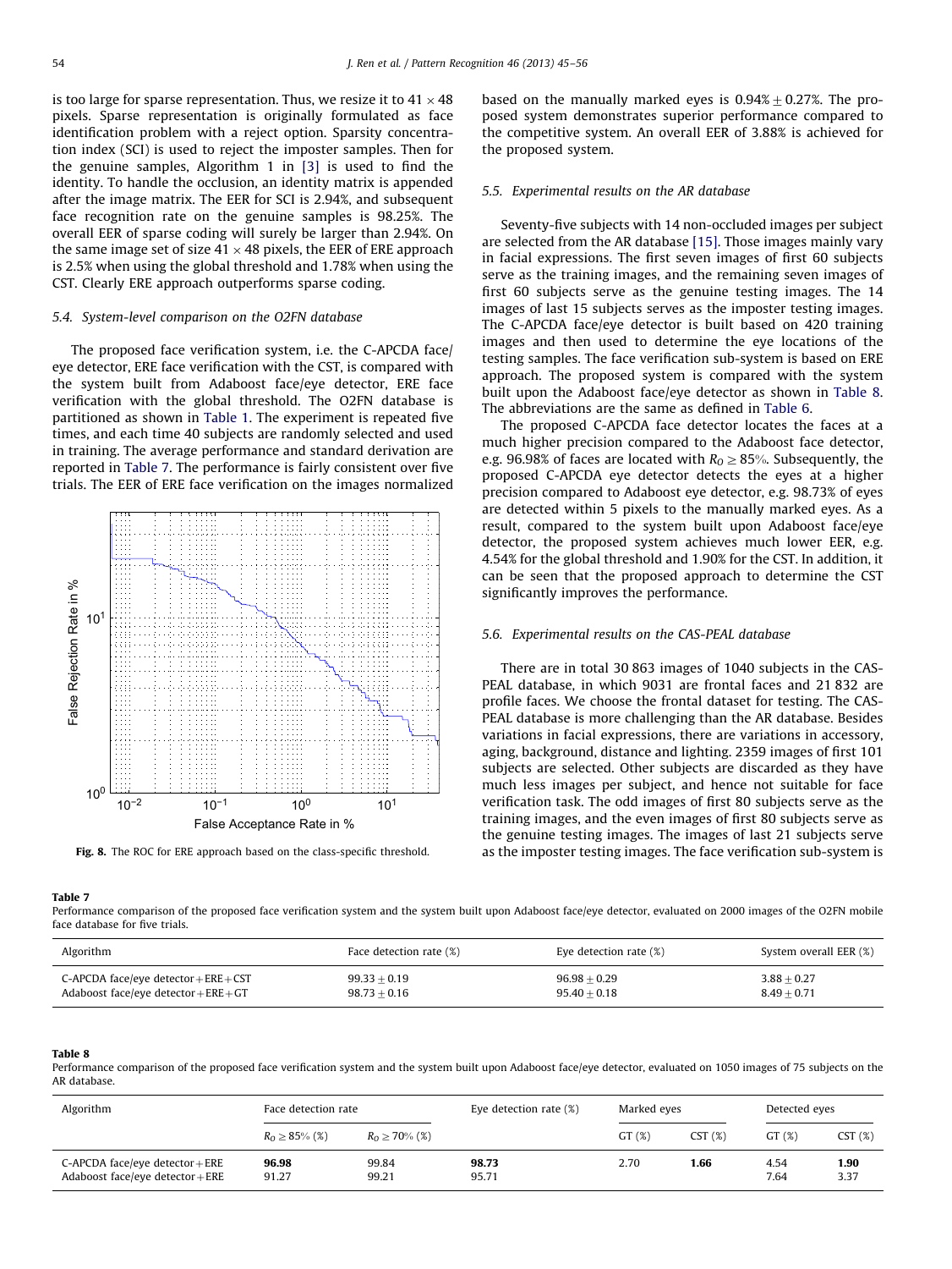is too large for sparse representation. Thus, we resize it to $41 \times 48$ pixels. Sparse representation is originally formulated as face identification problem with a reject option. Sparsity concentration index (SCI) is used to reject the imposter samples. Then for the genuine samples, Algorithm 1 in [3] is used to find the identity. To handle the occlusion, an identity matrix is appended after the image matrix. The EER for SCI is 2.94%, and subsequent face recognition rate on the genuine samples is 98.25%. The overall EER of sparse coding will surely be larger than 2.94%. On the same image set of size $41 \times 48$ pixels, the EER of ERE approach is 2.5% when using the global threshold and 1.78% when using the CST. Clearly ERE approach outperforms sparse coding.

### 5.4. System-level comparison on the O2FN database

The proposed face verification system, i.e. the C-APCDA face/eye detector, ERE face verification with the CST, is compared with the system built from Adaboost face/eye detector, ERE face verification with the global threshold. The O2FN database is partitioned as shown in Table 1. The experiment is repeated five times, and each time 40 subjects are randomly selected and used in training. The average performance and standard derivation are reported in Table 7. The performance is fairly consistent over five trials. The EER of ERE face verification on the images normalized based on the manually marked eyes is $0.94\% \pm 0.27\%$. The proposed system demonstrates superior performance compared to the competitive system. An overall EER of 3.88% is achieved for the proposed system.

Fig. 8. The ROC for ERE approach based on the class-specific threshold.

### 5.5. Experimental results on the AR database

Seventy-five subjects with 14 non-occluded images per subject are selected from the AR database [15]. Those images mainly vary in facial expressions. The first seven images of first 60 subjects serve as the training images, and the remaining seven images of first 60 subjects serve as the genuine testing images. The 14 images of last 15 subjects serves as the imposter testing images. The C-APCDA face/eye detector is built based on 420 training images and then used to determine the eye locations of the testing samples. The face verification sub-system is based on ERE approach. The proposed system is compared with the system built upon the Adaboost face/eye detector as shown in Table 8. The abbreviations are the same as defined in Table 6.

The proposed C-APCDA face detector locates the faces at a much higher precision compared to the Adaboost face detector, e.g. 96.98% of faces are located with $R_O \geq 85\%$. Subsequently, the proposed C-APCDA eye detector detects the eyes at a higher precision compared to Adaboost eye detector, e.g. 98.73% of eyes are detected within 5 pixels to the manually marked eyes. As a result, compared to the system built upon Adaboost face/eye detector, the proposed system achieves much lower EER, e.g. 4.54% for the global threshold and 1.90% for the CST. In addition, it can be seen that the proposed approach to determine the CST significantly improves the performance.

### 5.6. Experimental results on the CAS-PEAL database

There are in total 30 863 images of 1040 subjects in the CAS-PEAL database, in which 9031 are frontal faces and 21 832 are profile faces. We choose the frontal dataset for testing. The CAS-PEAL database is more challenging than the AR database. Besides variations in facial expressions, there are variations in accessory, aging, background, distance and lighting. 2359 images of first 101 subjects are selected. Other subjects are discarded as they have much less images per subject, and hence not suitable for face verification task. The odd images of first 80 subjects serve as the training images, and the even images of first 80 subjects serve as the genuine testing images. The images of last 21 subjects serve as the imposter testing images. The face verification sub-system is

**Table 7**
Performance comparison of the proposed face verification system and the system built upon Adaboost face/eye detector, evaluated on 2000 images of the O2FN mobile face database for five trials.

| Algorithm | Face detection rate (%) | Eye detection rate (%) | System overall EER (%) |
|---|---|---|---|
| C-APCDA face/eye detector + ERE + CST | $99.33 \pm 0.19$ | $96.98 \pm 0.29$ | $3.88 \pm 0.27$ |
| Adaboost face/eye detector + ERE + GT | $98.73 \pm 0.16$ | $95.40 \pm 0.18$ | $8.49 \pm 0.71$ |

**Table 8**
Performance comparison of the proposed face verification system and the system built upon Adaboost face/eye detector, evaluated on 1050 images of 75 subjects on the AR database.

| Algorithm | Face detection rate | | Eye detection rate (%) | Marked eyes | | Detected eyes | |
|---|---|---|---|---|---|---|---|
| | $R_O \geq 85\%$ (%) | $R_O \geq 70\%$ (%) | | GT (%) | CST (%) | GT (%) | CST (%) |
| C-APCDA face/eye detector + ERE | **96.98** | 99.84 | **98.73** | 2.70 | **1.66** | 4.54 | **1.90** |
| Adaboost face/eye detector + ERE | 91.27 | 99.21 | 95.71 | | | 7.64 | 3.37 |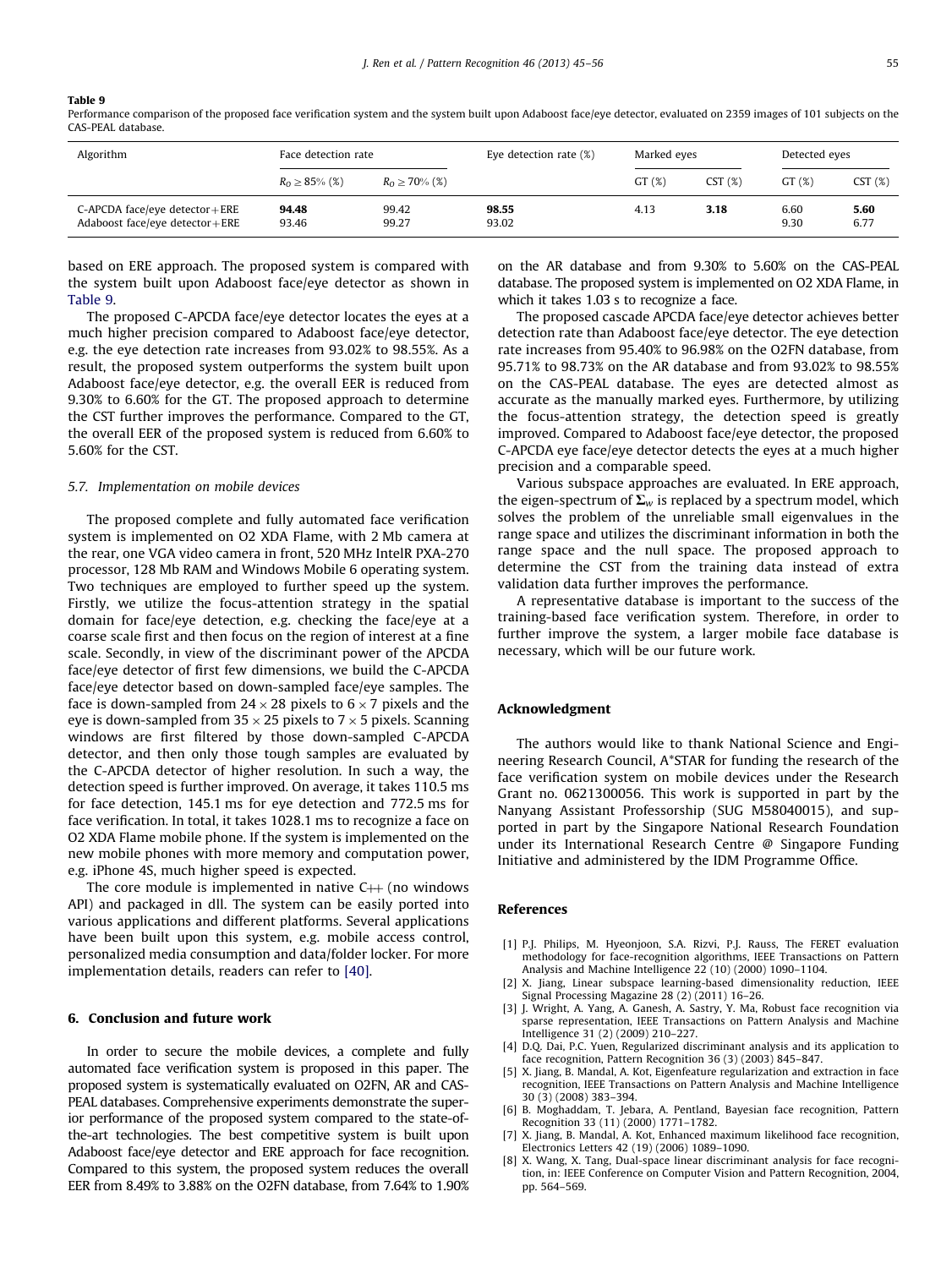**Table 9**
Performance comparison of the proposed face verification system and the system built upon Adaboost face/eye detector, evaluated on 2359 images of 101 subjects on the CAS-PEAL database.

| Algorithm | Face detection rate | | Eye detection rate (%) | Marked eyes | | Detected eyes | |
|---|---|---|---|---|---|---|---|
| | $R_O \geq 85\%$ (%) | $R_O \geq 70\%$ (%) | | GT (%) | CST (%) | GT (%) | CST (%) |
| C-APCDA face/eye detector+ERE | **94.48** | 99.42 | **98.55** | 4.13 | **3.18** | 6.60 | **5.60** |
| Adaboost face/eye detector+ERE | 93.46 | 99.27 | 93.02 | | | 9.30 | 6.77 |

based on ERE approach. The proposed system is compared with the system built upon Adaboost face/eye detector as shown in Table 9.

The proposed C-APCDA face/eye detector locates the eyes at a much higher precision compared to Adaboost face/eye detector, e.g. the eye detection rate increases from 93.02% to 98.55%. As a result, the proposed system outperforms the system built upon Adaboost face/eye detector, e.g. the overall EER is reduced from 9.30% to 6.60% for the GT. The proposed approach to determine the CST further improves the performance. Compared to the GT, the overall EER of the proposed system is reduced from 6.60% to 5.60% for the CST.

### 5.7. Implementation on mobile devices

The proposed complete and fully automated face verification system is implemented on O2 XDA Flame, with 2 Mb camera at the rear, one VGA video camera in front, 520 MHz IntelR PXA-270 processor, 128 Mb RAM and Windows Mobile 6 operating system. Two techniques are employed to further speed up the system. Firstly, we utilize the focus-attention strategy in the spatial domain for face/eye detection, e.g. checking the face/eye at a coarse scale first and then focus on the region of interest at a fine scale. Secondly, in view of the discriminant power of the APCDA face/eye detector of first few dimensions, we build the C-APCDA face/eye detector based on down-sampled face/eye samples. The face is down-sampled from $24 \times 28$ pixels to $6 \times 7$ pixels and the eye is down-sampled from $35 \times 25$ pixels to $7 \times 5$ pixels. Scanning windows are first filtered by those down-sampled C-APCDA detector, and then only those tough samples are evaluated by the C-APCDA detector of higher resolution. In such a way, the detection speed is further improved. On average, it takes 110.5 ms for face detection, 145.1 ms for eye detection and 772.5 ms for face verification. In total, it takes 1028.1 ms to recognize a face on O2 XDA Flame mobile phone. If the system is implemented on the new mobile phones with more memory and computation power, e.g. iPhone 4S, much higher speed is expected.

The core module is implemented in native C++ (no windows API) and packaged in dll. The system can be easily ported into various applications and different platforms. Several applications have been built upon this system, e.g. mobile access control, personalized media consumption and data/folder locker. For more implementation details, readers can refer to [40].

## 6. Conclusion and future work

In order to secure the mobile devices, a complete and fully automated face verification system is proposed in this paper. The proposed system is systematically evaluated on O2FN, AR and CAS-PEAL databases. Comprehensive experiments demonstrate the superior performance of the proposed system compared to the state-of-the-art technologies. The best competitive system is built upon Adaboost face/eye detector and ERE approach for face recognition. Compared to this system, the proposed system reduces the overall EER from 8.49% to 3.88% on the O2FN database, from 7.64% to 1.90% on the AR database and from 9.30% to 5.60% on the CAS-PEAL database. The proposed system is implemented on O2 XDA Flame, in which it takes 1.03 s to recognize a face.

The proposed cascade APCDA face/eye detector achieves better detection rate than Adaboost face/eye detector. The eye detection rate increases from 95.40% to 96.98% on the O2FN database, from 95.71% to 98.73% on the AR database and from 93.02% to 98.55% on the CAS-PEAL database. The eyes are detected almost as accurate as the manually marked eyes. Furthermore, by utilizing the focus-attention strategy, the detection speed is greatly improved. Compared to Adaboost face/eye detector, the proposed C-APCDA eye face/eye detector detects the eyes at a much higher precision and a comparable speed.

Various subspace approaches are evaluated. In ERE approach, the eigen-spectrum of $\mathbf{\Sigma}_w$ is replaced by a spectrum model, which solves the problem of the unreliable small eigenvalues in the range space and utilizes the discriminant information in both the range space and the null space. The proposed approach to determine the CST from the training data instead of extra validation data further improves the performance.

A representative database is important to the success of the training-based face verification system. Therefore, in order to further improve the system, a larger mobile face database is necessary, which will be our future work.

## Acknowledgment

The authors would like to thank National Science and Engineering Research Council, A*STAR for funding the research of the face verification system on mobile devices under the Research Grant no. 0621300056. This work is supported in part by the Nanyang Assistant Professorship (SUG M58040015), and supported in part by the Singapore National Research Foundation under its International Research Centre @ Singapore Funding Initiative and administered by the IDM Programme Office.

## References

[1] P.J. Philips, M. Hyeonjoon, S.A. Rizvi, P.J. Rauss, The FERET evaluation methodology for face-recognition algorithms, IEEE Transactions on Pattern Analysis and Machine Intelligence 22 (10) (2000) 1090–1104.
[2] X. Jiang, Linear subspace learning-based dimensionality reduction, IEEE Signal Processing Magazine 28 (2) (2011) 16–26.
[3] J. Wright, A. Yang, A. Ganesh, A. Sastry, Y. Ma, Robust face recognition via sparse representation, IEEE Transactions on Pattern Analysis and Machine Intelligence 31 (2) (2009) 210–227.
[4] D.Q. Dai, P.C. Yuen, Regularized discriminant analysis and its application to face recognition, Pattern Recognition 36 (3) (2003) 845–847.
[5] X. Jiang, B. Mandal, A. Kot, Eigenfeature regularization and extraction in face recognition, IEEE Transactions on Pattern Analysis and Machine Intelligence 30 (3) (2008) 383–394.
[6] B. Moghaddam, T. Jebara, A. Pentland, Bayesian face recognition, Pattern Recognition 33 (11) (2000) 1771–1782.
[7] X. Jiang, B. Mandal, A. Kot, Enhanced maximum likelihood face recognition, Electronics Letters 42 (19) (2006) 1089–1090.
[8] X. Wang, X. Tang, Dual-space linear discriminant analysis for face recognition, in: IEEE Conference on Computer Vision and Pattern Recognition, 2004, pp. 564–569.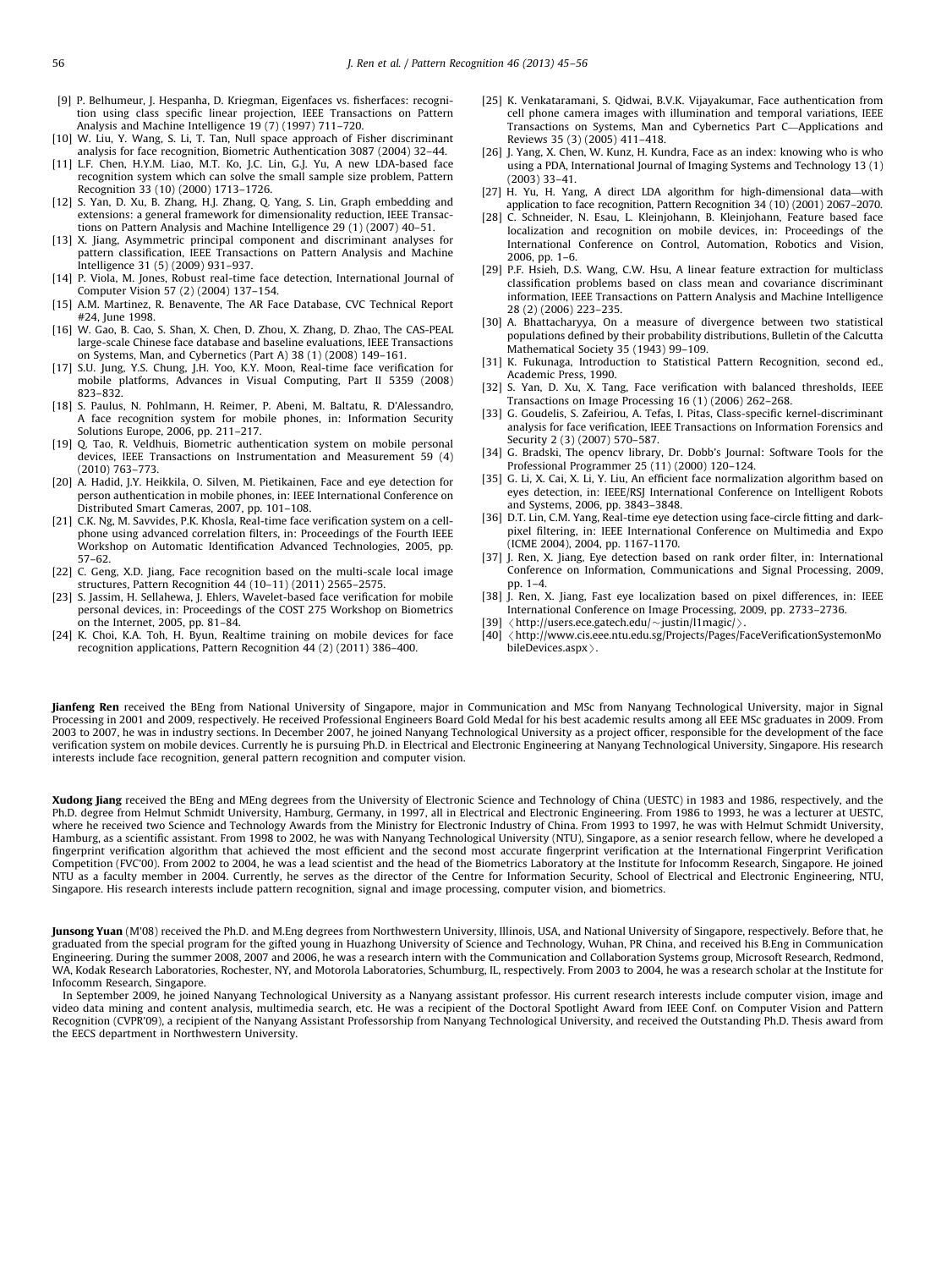[9] P. Belhumeur, J. Hespanha, D. Kriegman, Eigenfaces vs. fisherfaces: recognition using class specific linear projection, IEEE Transactions on Pattern Analysis and Machine Intelligence 19 (7) (1997) 711–720.

[10] W. Liu, Y. Wang, S. Li, T. Tan, Null space approach of Fisher discriminant analysis for face recognition, Biometric Authentication 3087 (2004) 32–44.

[11] L.F. Chen, H.Y.M. Liao, M.T. Ko, J.C. Lin, G.J. Yu, A new LDA-based face recognition system which can solve the small sample size problem, Pattern Recognition 33 (10) (2000) 1713–1726.

[12] S. Yan, D. Xu, B. Zhang, H.J. Zhang, Q. Yang, S. Lin, Graph embedding and extensions: a general framework for dimensionality reduction, IEEE Transactions on Pattern Analysis and Machine Intelligence 29 (1) (2007) 40–51.

[13] X. Jiang, Asymmetric principal component and discriminant analyses for pattern classification, IEEE Transactions on Pattern Analysis and Machine Intelligence 31 (5) (2009) 931–937.

[14] P. Viola, M. Jones, Robust real-time face detection, International Journal of Computer Vision 57 (2) (2004) 137–154.

[15] A.M. Martinez, R. Benavente, The AR Face Database, CVC Technical Report #24, June 1998.

[16] W. Gao, B. Cao, S. Shan, X. Chen, D. Zhou, X. Zhang, D. Zhao, The CAS-PEAL large-scale Chinese face database and baseline evaluations, IEEE Transactions on Systems, Man, and Cybernetics (Part A) 38 (1) (2008) 149–161.

[17] S.U. Jung, Y.S. Chung, J.H. Yoo, K.Y. Moon, Real-time face verification for mobile platforms, Advances in Visual Computing, Part II 5359 (2008) 823–832.

[18] S. Paulus, N. Pohlmann, H. Reimer, P. Abeni, M. Baltatu, R. D'Alessandro, A face recognition system for mobile phones, in: Information Security Solutions Europe, 2006, pp. 211–217.

[19] Q. Tao, R. Veldhuis, Biometric authentication system on mobile personal devices, IEEE Transactions on Instrumentation and Measurement 59 (4) (2010) 763–773.

[20] A. Hadid, J.Y. Heikkila, O. Silven, M. Pietikainen, Face and eye detection for person authentication in mobile phones, in: IEEE International Conference on Distributed Smart Cameras, 2007, pp. 101–108.

[21] C.K. Ng, M. Savvides, P.K. Khosla, Real-time face verification system on a cell-phone using advanced correlation filters, in: Proceedings of the Fourth IEEE Workshop on Automatic Identification Advanced Technologies, 2005, pp. 57–62.

[22] C. Geng, X.D. Jiang, Face recognition based on the multi-scale local image structures, Pattern Recognition 44 (10–11) (2011) 2565–2575.

[23] S. Jassim, H. Sellahewa, J. Ehlers, Wavelet-based face verification for mobile personal devices, in: Proceedings of the COST 275 Workshop on Biometrics on the Internet, 2005, pp. 81–84.

[24] K. Choi, K.A. Toh, H. Byun, Realtime training on mobile devices for face recognition applications, Pattern Recognition 44 (2) (2011) 386–400.

[25] K. Venkataramani, S. Qidwai, B.V.K. Vijayakumar, Face authentication from cell phone camera images with illumination and temporal variations, IEEE Transactions on Systems, Man and Cybernetics Part C—Applications and Reviews 35 (3) (2005) 411–418.

[26] J. Yang, X. Chen, W. Kunz, H. Kundra, Face as an index: knowing who is who using a PDA, International Journal of Imaging Systems and Technology 13 (1) (2003) 33–41.

[27] H. Yu, H. Yang, A direct LDA algorithm for high-dimensional data—with application to face recognition, Pattern Recognition 34 (10) (2001) 2067–2070.

[28] C. Schneider, N. Esau, L. Kleinjohann, B. Kleinjohann, Feature based face localization and recognition on mobile devices, in: Proceedings of the International Conference on Control, Automation, Robotics and Vision, 2006, pp. 1–6.

[29] P.F. Hsieh, D.S. Wang, C.W. Hsu, A linear feature extraction for multiclass classification problems based on class mean and covariance discriminant information, IEEE Transactions on Pattern Analysis and Machine Intelligence 28 (2) (2006) 223–235.

[30] A. Bhattacharyya, On a measure of divergence between two statistical populations defined by their probability distributions, Bulletin of the Calcutta Mathematical Society 35 (1943) 99–109.

[31] K. Fukunaga, Introduction to Statistical Pattern Recognition, second ed., Academic Press, 1990.

[32] S. Yan, D. Xu, X. Tang, Face verification with balanced thresholds, IEEE Transactions on Image Processing 16 (1) (2006) 262–268.

[33] G. Goudelis, S. Zafeiriou, A. Tefas, I. Pitas, Class-specific kernel-discriminant analysis for face verification, IEEE Transactions on Information Forensics and Security 2 (3) (2007) 570–587.

[34] G. Bradski, The opencv library, Dr. Dobb's Journal: Software Tools for the Professional Programmer 25 (11) (2000) 120–124.

[35] G. Li, X. Cai, X. Li, Y. Liu, An efficient face normalization algorithm based on eyes detection, in: IEEE/RSJ International Conference on Intelligent Robots and Systems, 2006, pp. 3843–3848.

[36] D.T. Lin, C.M. Yang, Real-time eye detection using face-circle fitting and dark-pixel filtering, in: IEEE International Conference on Multimedia and Expo (ICME 2004), 2004, pp. 1167-1170.

[37] J. Ren, X. Jiang, Eye detection based on rank order filter, in: International Conference on Information, Communications and Signal Processing, 2009, pp. 1–4.

[38] J. Ren, X. Jiang, Fast eye localization based on pixel differences, in: IEEE International Conference on Image Processing, 2009, pp. 2733–2736.

[39] ⟨http://users.ece.gatech.edu/~justin/l1magic/⟩.

[40] ⟨http://www.cis.eee.ntu.edu.sg/Projects/Pages/FaceVerificationSystemonMobileDevices.aspx⟩.

**Jianfeng Ren** received the BEng from National University of Singapore, major in Communication and MSc from Nanyang Technological University, major in Signal Processing in 2001 and 2009, respectively. He received Professional Engineers Board Gold Medal for his best academic results among all EEE MSc graduates in 2009. From 2003 to 2007, he was in industry sections. In December 2007, he joined Nanyang Technological University as a project officer, responsible for the development of the face verification system on mobile devices. Currently he is pursuing Ph.D. in Electrical and Electronic Engineering at Nanyang Technological University, Singapore. His research interests include face recognition, general pattern recognition and computer vision.

**Xudong Jiang** received the BEng and MEng degrees from the University of Electronic Science and Technology of China (UESTC) in 1983 and 1986, respectively, and the Ph.D. degree from Helmut Schmidt University, Hamburg, Germany, in 1997, all in Electrical and Electronic Engineering. From 1986 to 1993, he was a lecturer at UESTC, where he received two Science and Technology Awards from the Ministry for Electronic Industry of China. From 1993 to 1997, he was with Helmut Schmidt University, Hamburg, as a scientific assistant. From 1998 to 2002, he was with Nanyang Technological University (NTU), Singapore, as a senior research fellow, where he developed a fingerprint verification algorithm that achieved the most efficient and the second most accurate fingerprint verification at the International Fingerprint Verification Competition (FVC'00). From 2002 to 2004, he was a lead scientist and the head of the Biometrics Laboratory at the Institute for Infocomm Research, Singapore. He joined NTU as a faculty member in 2004. Currently, he serves as the director of the Centre for Information Security, School of Electrical and Electronic Engineering, NTU, Singapore. His research interests include pattern recognition, signal and image processing, computer vision, and biometrics.

**Junsong Yuan** (M'08) received the Ph.D. and M.Eng degrees from Northwestern University, Illinois, USA, and National University of Singapore, respectively. Before that, he graduated from the special program for the gifted young in Huazhong University of Science and Technology, Wuhan, PR China, and received his B.Eng in Communication Engineering. During the summer 2008, 2007 and 2006, he was a research intern with the Communication and Collaboration Systems group, Microsoft Research, Redmond, WA, Kodak Research Laboratories, Rochester, NY, and Motorola Laboratories, Schumburg, IL, respectively. From 2003 to 2004, he was a research scholar at the Institute for Infocomm Research, Singapore.

In September 2009, he joined Nanyang Technological University as a Nanyang assistant professor. His current research interests include computer vision, image and video data mining and content analysis, multimedia search, etc. He was a recipient of the Doctoral Spotlight Award from IEEE Conf. on Computer Vision and Pattern Recognition (CVPR'09), a recipient of the Nanyang Assistant Professorship from Nanyang Technological University, and received the Outstanding Ph.D. Thesis award from the EECS department in Northwestern University.